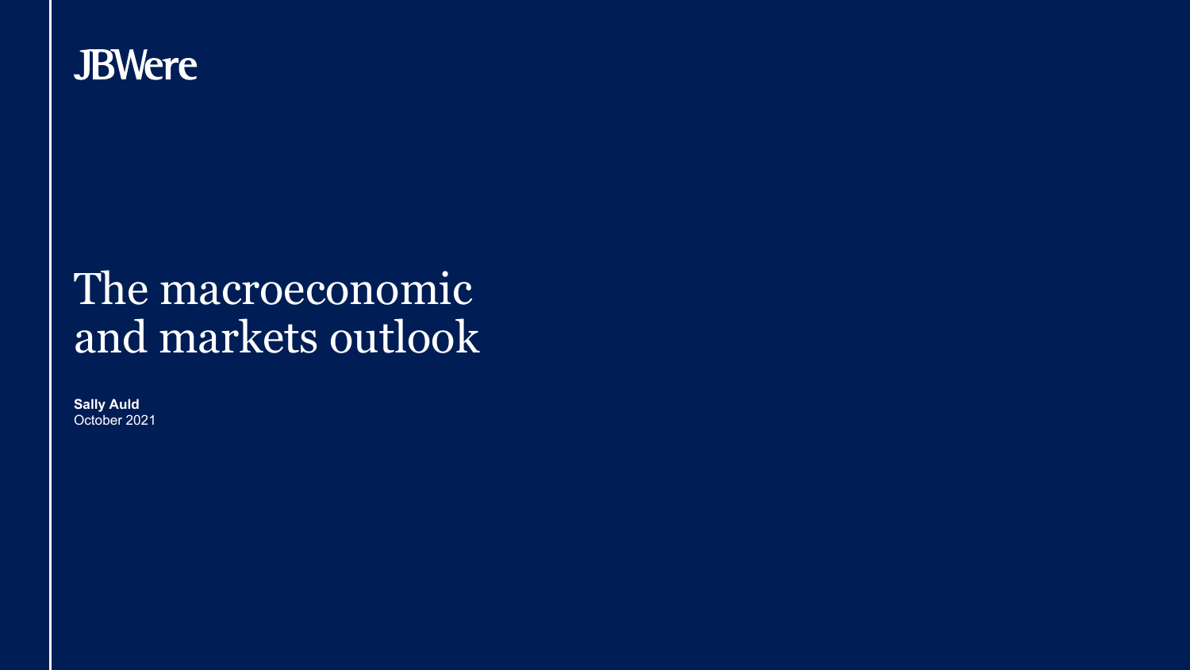JBWere

# The macroeconomic and markets outlook

**Sally Auld**
October 2021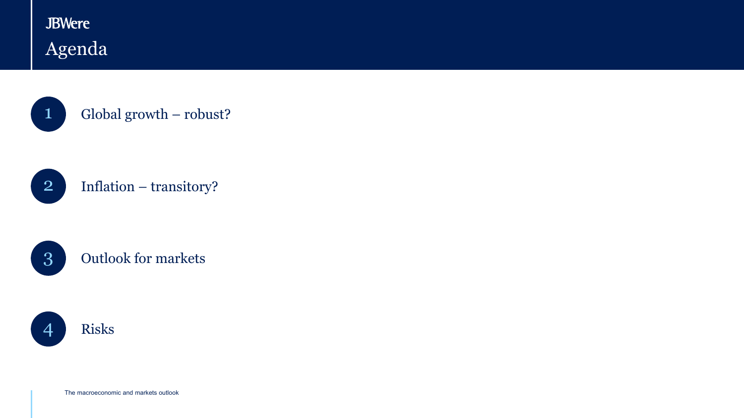# Agenda

1. Global growth – robust?
2. Inflation – transitory?
3. Outlook for markets
4. Risks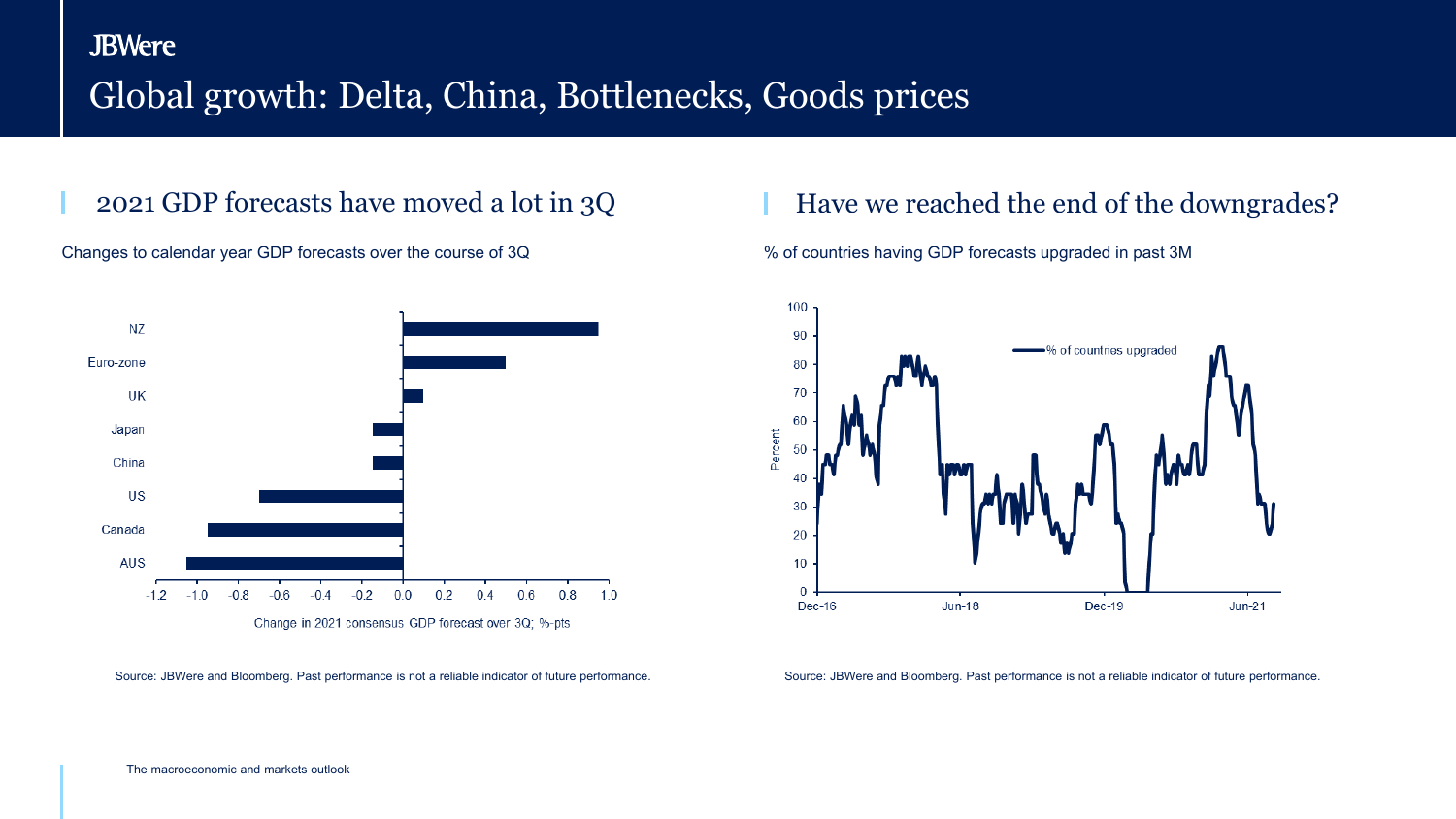JBWere

# Global growth: Delta, China, Bottlenecks, Goods prices

## 2021 GDP forecasts have moved a lot in 3Q

Changes to calendar year GDP forecasts over the course of 3Q

Source: JBWere and Bloomberg. Past performance is not a reliable indicator of future performance.

## Have we reached the end of the downgrades?

% of countries having GDP forecasts upgraded in past 3M

Source: JBWere and Bloomberg. Past performance is not a reliable indicator of future performance.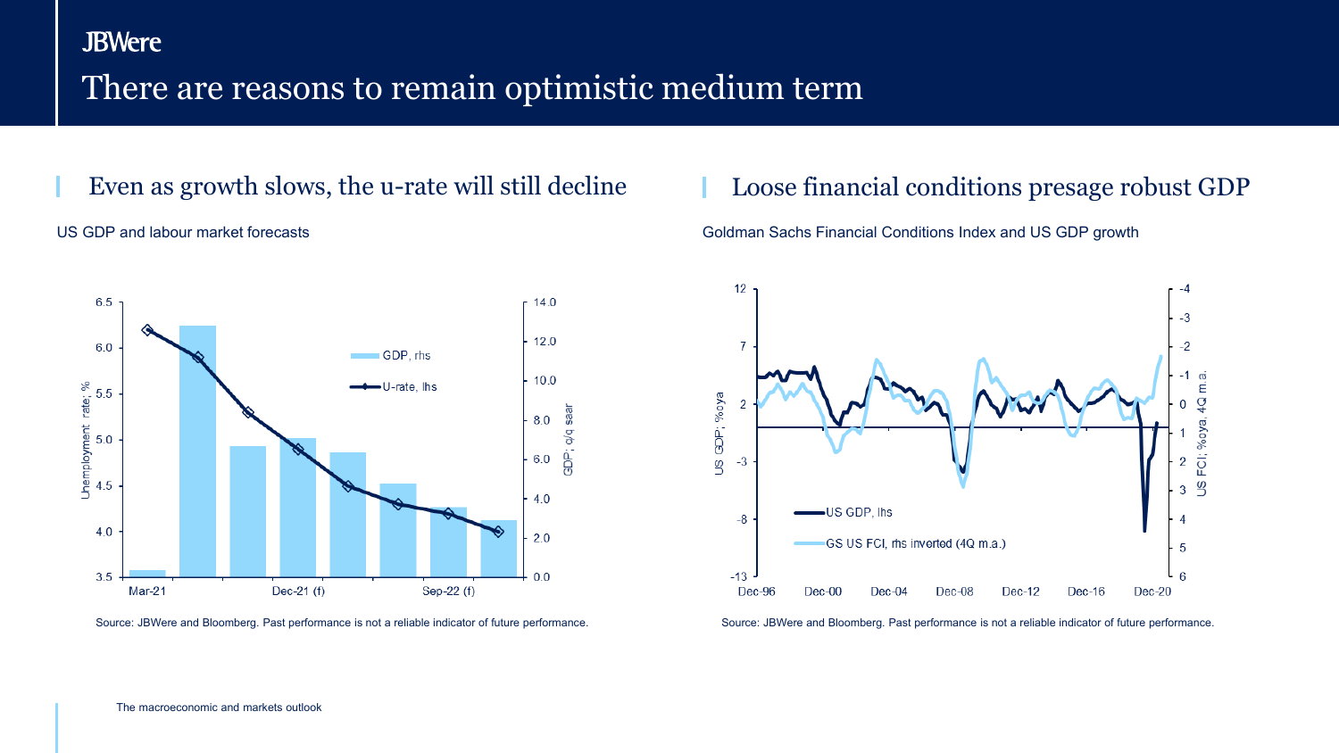# There are reasons to remain optimistic medium term

## Even as growth slows, the u-rate will still decline

US GDP and labour market forecasts

Source: JBWere and Bloomberg. Past performance is not a reliable indicator of future performance.

## Loose financial conditions presage robust GDP

Goldman Sachs Financial Conditions Index and US GDP growth

Source: JBWere and Bloomberg. Past performance is not a reliable indicator of future performance.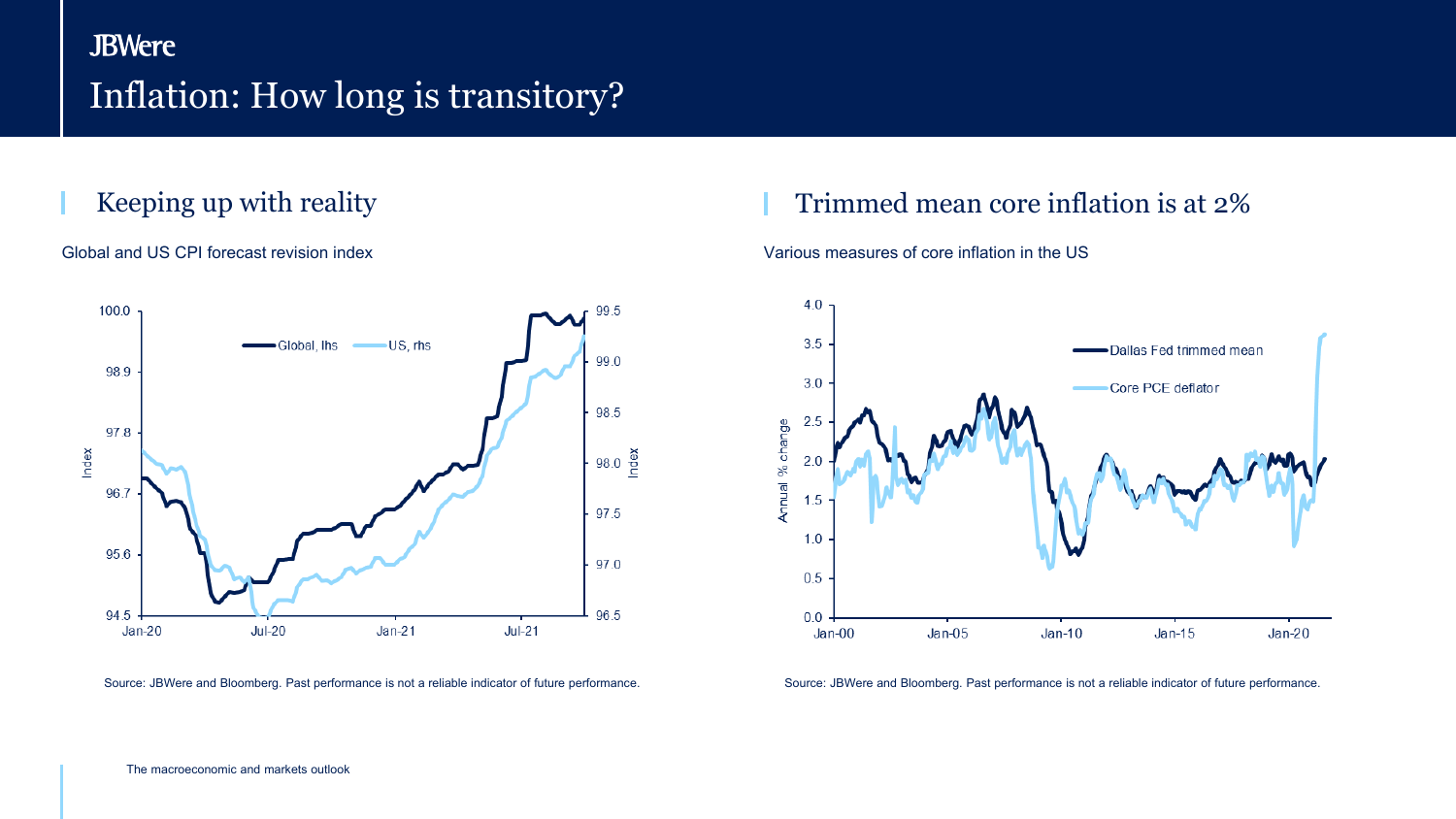# Inflation: How long is transitory?

## Keeping up with reality

Global and US CPI forecast revision index

Source: JBWere and Bloomberg. Past performance is not a reliable indicator of future performance.

## Trimmed mean core inflation is at 2%

Various measures of core inflation in the US

Source: JBWere and Bloomberg. Past performance is not a reliable indicator of future performance.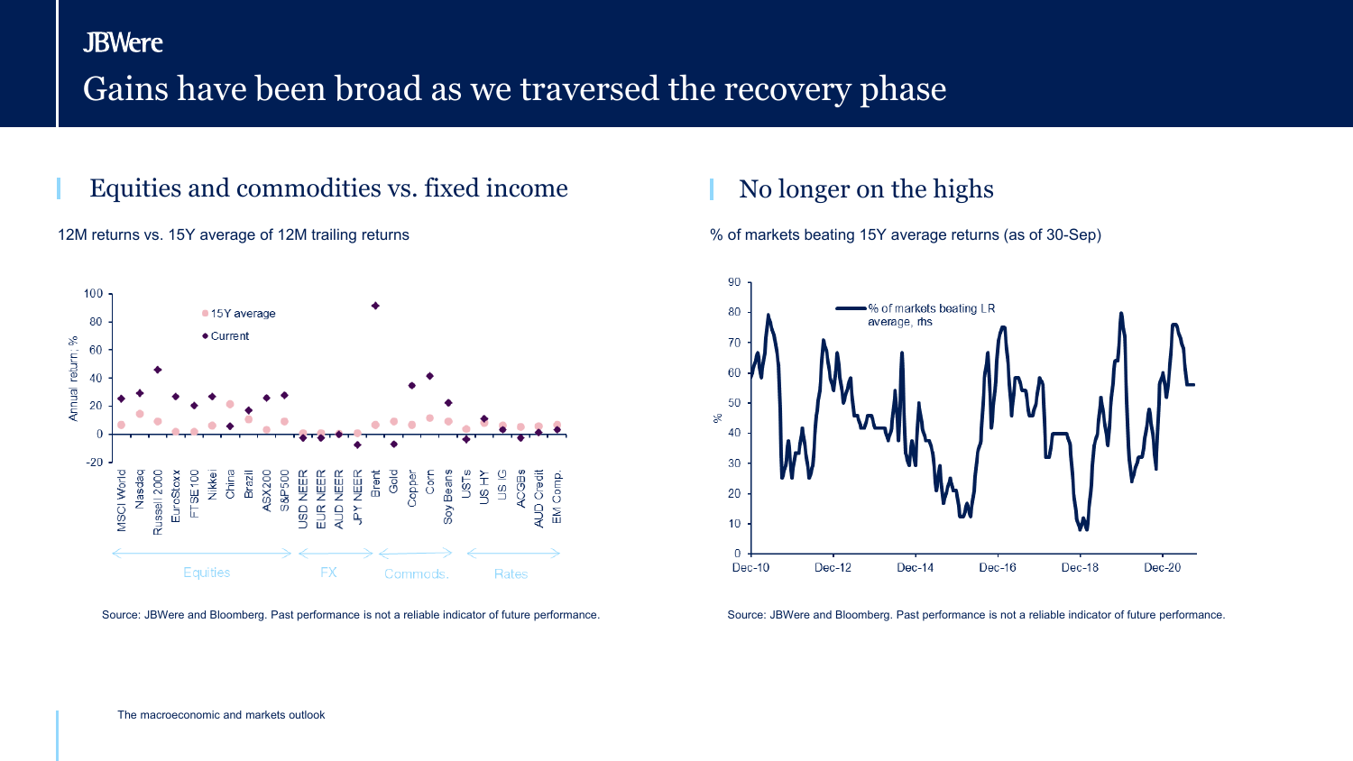# Gains have been broad as we traversed the recovery phase

## Equities and commodities vs. fixed income

12M returns vs. 15Y average of 12M trailing returns

Source: JBWere and Bloomberg. Past performance is not a reliable indicator of future performance.

## No longer on the highs

% of markets beating 15Y average returns (as of 30-Sep)

Source: JBWere and Bloomberg. Past performance is not a reliable indicator of future performance.

The macroeconomic and markets outlook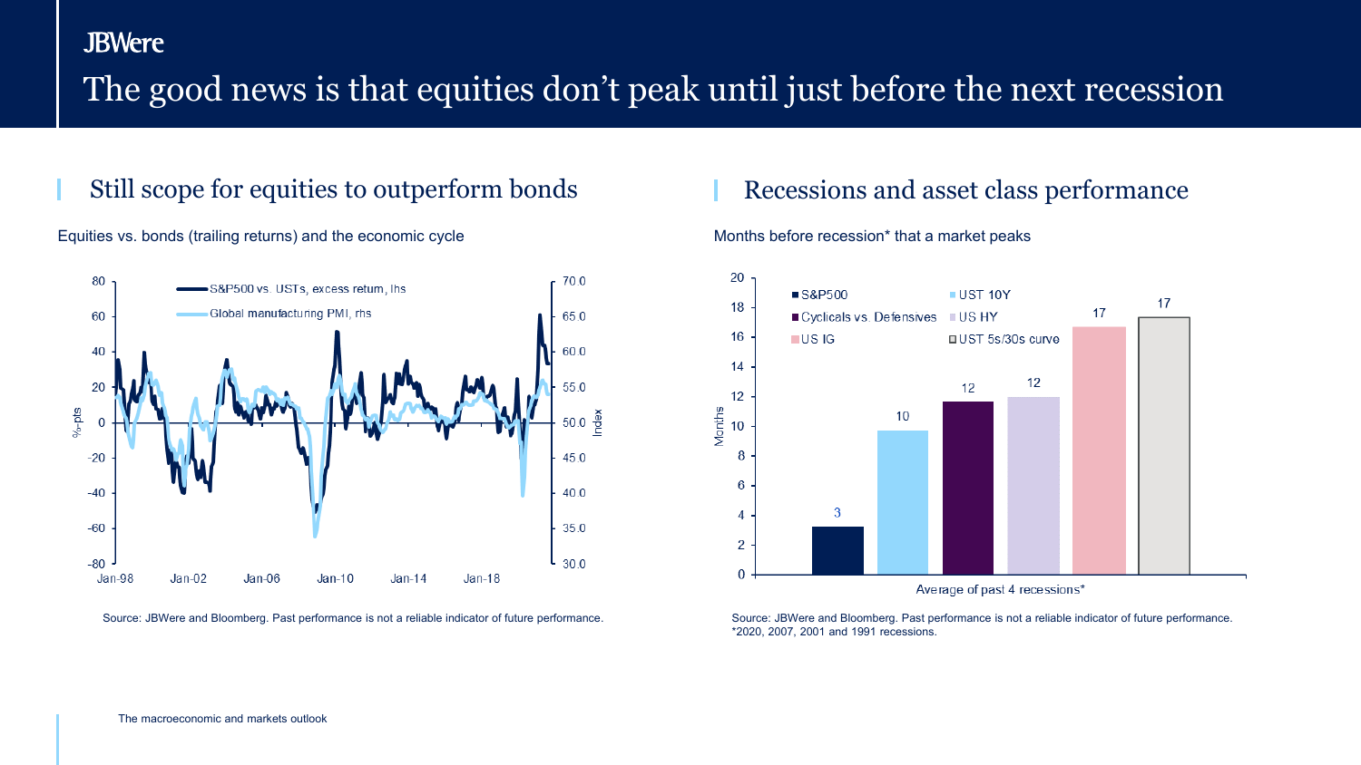# The good news is that equities don't peak until just before the next recession

## Still scope for equities to outperform bonds

Equities vs. bonds (trailing returns) and the economic cycle

Source: JBWere and Bloomberg. Past performance is not a reliable indicator of future performance.

## Recessions and asset class performance

Months before recession* that a market peaks

| Average of past 4 recessions* | Months |
|---|---|
| S&P500 | 3 |
| UST 10Y | 10 |
| Cyclicals vs. Defensives | 12 |
| US HY | 12 |
| US IG | 17 |
| UST 5s/30s curve | 17 |

Source: JBWere and Bloomberg. Past performance is not a reliable indicator of future performance.
*2020, 2007, 2001 and 1991 recessions.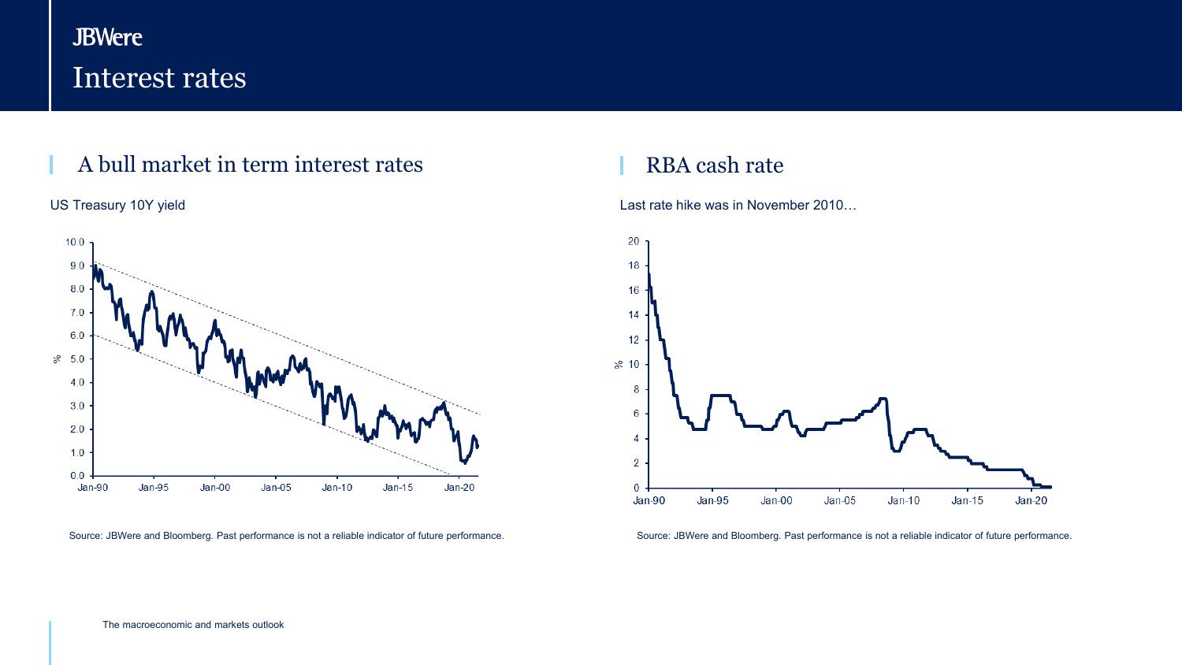# Interest rates

## A bull market in term interest rates

US Treasury 10Y yield

Source: JBWere and Bloomberg. Past performance is not a reliable indicator of future performance.

## RBA cash rate

Last rate hike was in November 2010…

Source: JBWere and Bloomberg. Past performance is not a reliable indicator of future performance.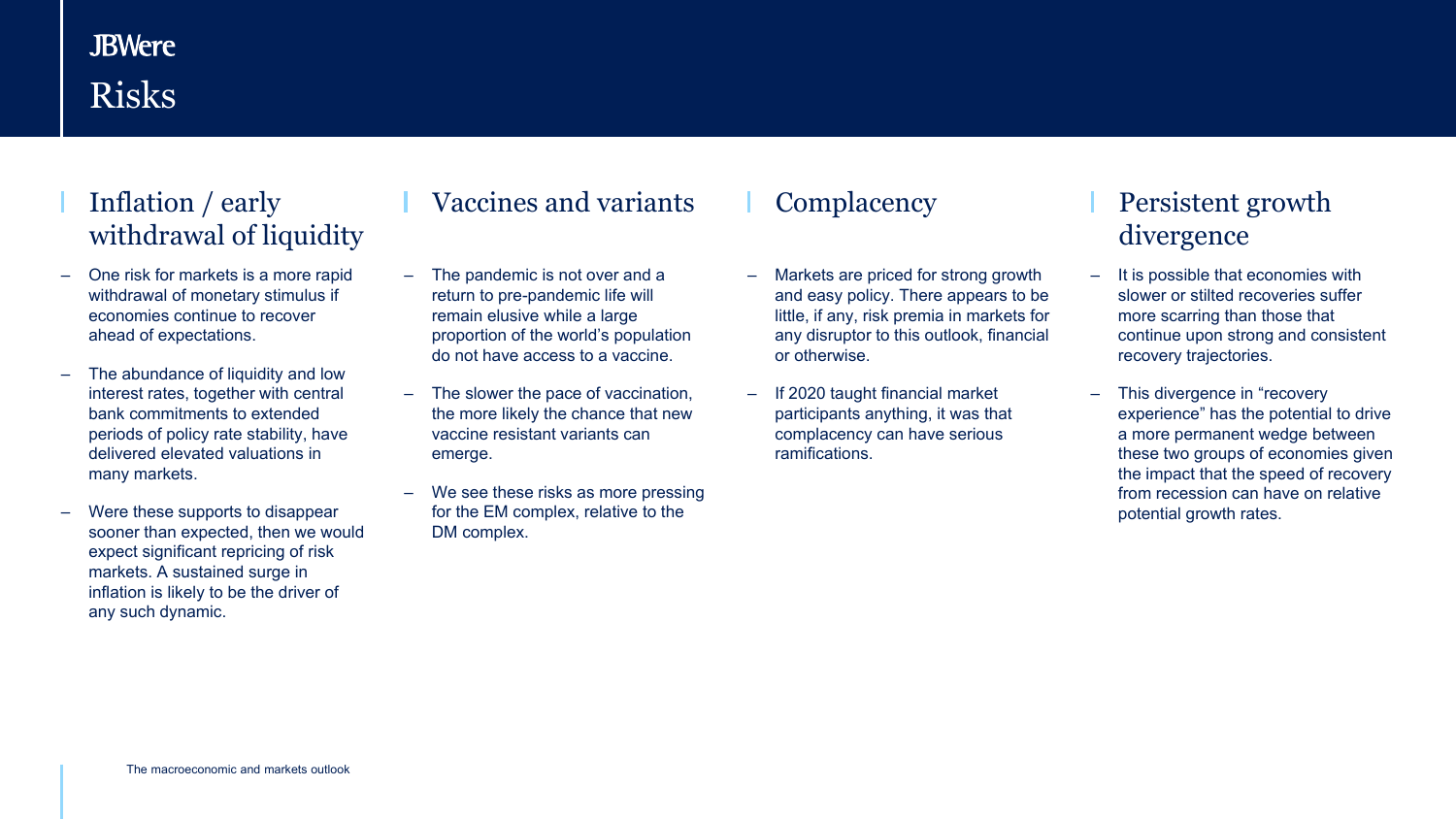# Risks

## Inflation / early withdrawal of liquidity

- One risk for markets is a more rapid withdrawal of monetary stimulus if economies continue to recover ahead of expectations.
- The abundance of liquidity and low interest rates, together with central bank commitments to extended periods of policy rate stability, have delivered elevated valuations in many markets.
- Were these supports to disappear sooner than expected, then we would expect significant repricing of risk markets. A sustained surge in inflation is likely to be the driver of any such dynamic.

## Vaccines and variants

- The pandemic is not over and a return to pre-pandemic life will remain elusive while a large proportion of the world's population do not have access to a vaccine.
- The slower the pace of vaccination, the more likely the chance that new vaccine resistant variants can emerge.
- We see these risks as more pressing for the EM complex, relative to the DM complex.

## Complacency

- Markets are priced for strong growth and easy policy. There appears to be little, if any, risk premia in markets for any disruptor to this outlook, financial or otherwise.
- If 2020 taught financial market participants anything, it was that complacency can have serious ramifications.

## Persistent growth divergence

- It is possible that economies with slower or stilted recoveries suffer more scarring than those that continue upon strong and consistent recovery trajectories.
- This divergence in "recovery experience" has the potential to drive a more permanent wedge between these two groups of economies given the impact that the speed of recovery from recession can have on relative potential growth rates.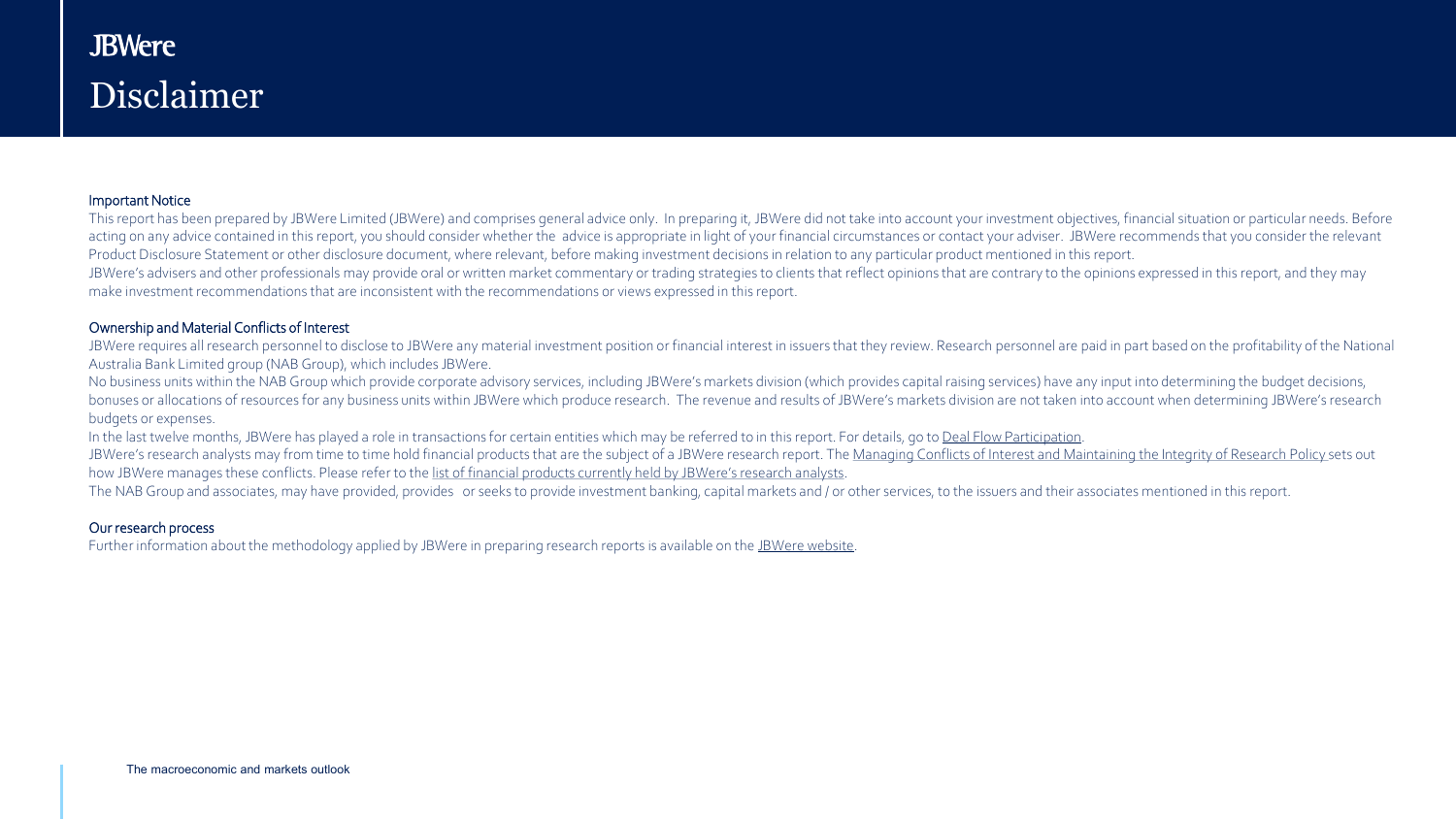JBWere

# Disclaimer

## Important Notice

This report has been prepared by JBWere Limited (JBWere) and comprises general advice only. In preparing it, JBWere did not take into account your investment objectives, financial situation or particular needs. Before acting on any advice contained in this report, you should consider whether the advice is appropriate in light of your financial circumstances or contact your adviser. JBWere recommends that you consider the relevant Product Disclosure Statement or other disclosure document, where relevant, before making investment decisions in relation to any particular product mentioned in this report.

JBWere's advisers and other professionals may provide oral or written market commentary or trading strategies to clients that reflect opinions that are contrary to the opinions expressed in this report, and they may make investment recommendations that are inconsistent with the recommendations or views expressed in this report.

## Ownership and Material Conflicts of Interest

JBWere requires all research personnel to disclose to JBWere any material investment position or financial interest in issuers that they review. Research personnel are paid in part based on the profitability of the National Australia Bank Limited group (NAB Group), which includes JBWere.

No business units within the NAB Group which provide corporate advisory services, including JBWere's markets division (which provides capital raising services) have any input into determining the budget decisions, bonuses or allocations of resources for any business units within JBWere which produce research. The revenue and results of JBWere's markets division are not taken into account when determining JBWere's research budgets or expenses.

In the last twelve months, JBWere has played a role in transactions for certain entities which may be referred to in this report. For details, go to Deal Flow Participation.

JBWere's research analysts may from time to time hold financial products that are the subject of a JBWere research report. The Managing Conflicts of Interest and Maintaining the Integrity of Research Policy sets out how JBWere manages these conflicts. Please refer to the list of financial products currently held by JBWere's research analysts.

The NAB Group and associates, may have provided, provides or seeks to provide investment banking, capital markets and / or other services, to the issuers and their associates mentioned in this report.

## Our research process

Further information about the methodology applied by JBWere in preparing research reports is available on the JBWere website.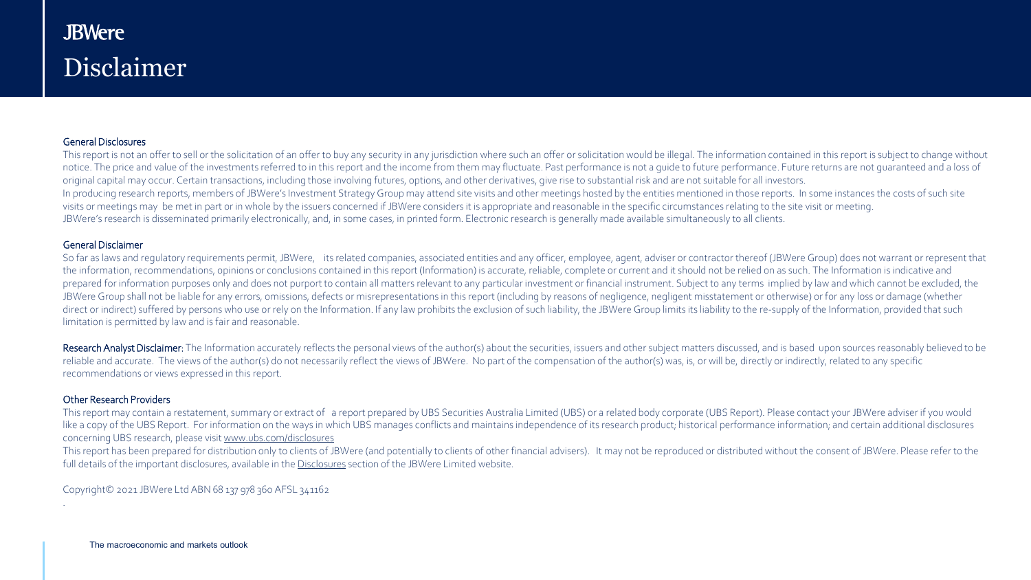JBWere

# Disclaimer

## General Disclosures

This report is not an offer to sell or the solicitation of an offer to buy any security in any jurisdiction where such an offer or solicitation would be illegal. The information contained in this report is subject to change without notice. The price and value of the investments referred to in this report and the income from them may fluctuate. Past performance is not a guide to future performance. Future returns are not guaranteed and a loss of original capital may occur. Certain transactions, including those involving futures, options, and other derivatives, give rise to substantial risk and are not suitable for all investors.
In producing research reports, members of JBWere's Investment Strategy Group may attend site visits and other meetings hosted by the entities mentioned in those reports. In some instances the costs of such site visits or meetings may be met in part or in whole by the issuers concerned if JBWere considers it is appropriate and reasonable in the specific circumstances relating to the site visit or meeting.
JBWere's research is disseminated primarily electronically, and, in some cases, in printed form. Electronic research is generally made available simultaneously to all clients.

## General Disclaimer

So far as laws and regulatory requirements permit, JBWere, its related companies, associated entities and any officer, employee, agent, adviser or contractor thereof (JBWere Group) does not warrant or represent that the information, recommendations, opinions or conclusions contained in this report (Information) is accurate, reliable, complete or current and it should not be relied on as such. The Information is indicative and prepared for information purposes only and does not purport to contain all matters relevant to any particular investment or financial instrument. Subject to any terms implied by law and which cannot be excluded, the JBWere Group shall not be liable for any errors, omissions, defects or misrepresentations in this report (including by reasons of negligence, negligent misstatement or otherwise) or for any loss or damage (whether direct or indirect) suffered by persons who use or rely on the Information. If any law prohibits the exclusion of such liability, the JBWere Group limits its liability to the re-supply of the Information, provided that such limitation is permitted by law and is fair and reasonable.

**Research Analyst Disclaimer:** The Information accurately reflects the personal views of the author(s) about the securities, issuers and other subject matters discussed, and is based upon sources reasonably believed to be reliable and accurate. The views of the author(s) do not necessarily reflect the views of JBWere. No part of the compensation of the author(s) was, is, or will be, directly or indirectly, related to any specific recommendations or views expressed in this report.

## Other Research Providers

This report may contain a restatement, summary or extract of a report prepared by UBS Securities Australia Limited (UBS) or a related body corporate (UBS Report). Please contact your JBWere adviser if you would like a copy of the UBS Report. For information on the ways in which UBS manages conflicts and maintains independence of its research product; historical performance information; and certain additional disclosures concerning UBS research, please visit www.ubs.com/disclosures
This report has been prepared for distribution only to clients of JBWere (and potentially to clients of other financial advisers). It may not be reproduced or distributed without the consent of JBWere. Please refer to the full details of the important disclosures, available in the Disclosures section of the JBWere Limited website.

Copyright© 2021 JBWere Ltd ABN 68 137 978 360 AFSL 341162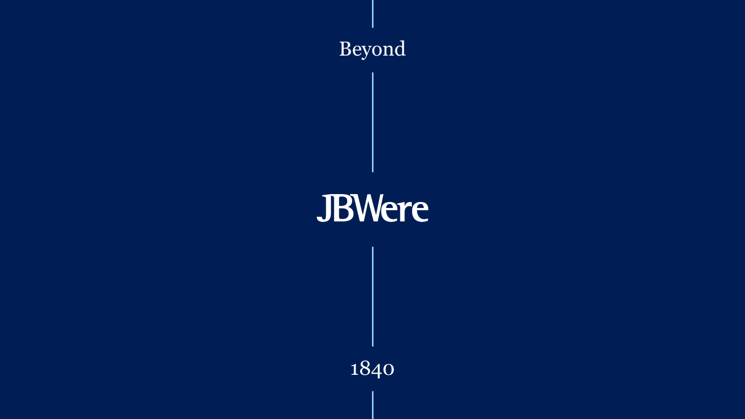Beyond

JBWere

1840